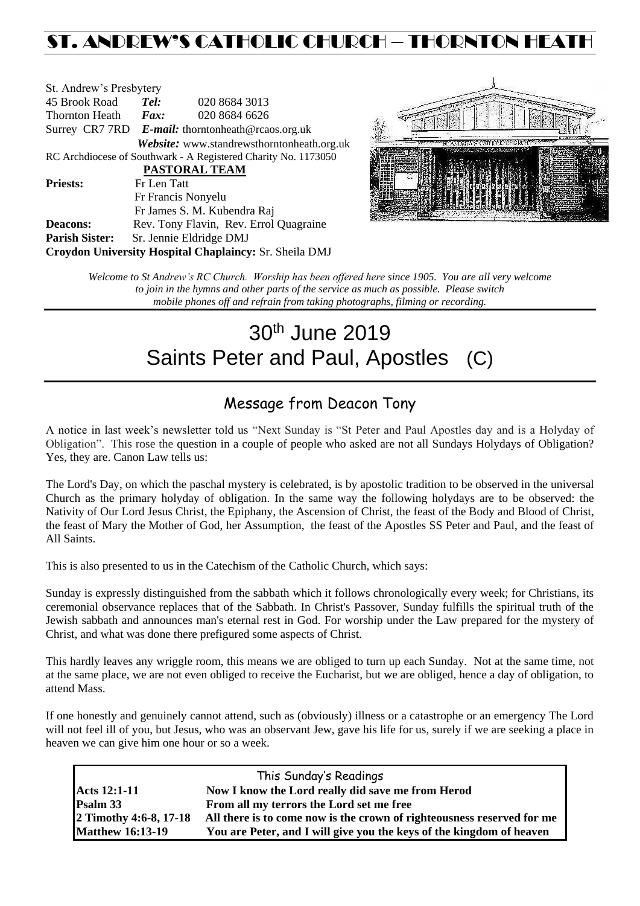# ST. ANDREW'S CATHOLIC CHURCH – THORNTON HEATH

St. Andrew's Presbytery
45 Brook Road *Tel:* 020 8684 3013
Thornton Heath *Fax:* 020 8684 6626
Surrey CR7 7RD *E-mail:* thorntonheath@rcaos.org.uk
*Website:* www.standrewsthorntonheath.org.uk
RC Archdiocese of Southwark - A Registered Charity No. 1173050

**PASTORAL TEAM**

**Priests:** Fr Len Tatt
Fr Francis Nonyelu
Fr James S. M. Kubendra Raj
**Deacons:** Rev. Tony Flavin, Rev. Errol Quagraine
**Parish Sister:** Sr. Jennie Eldridge DMJ
**Croydon University Hospital Chaplaincy:** Sr. Sheila DMJ

*Welcome to St Andrew's RC Church. Worship has been offered here since 1905. You are all very welcome to join in the hymns and other parts of the service as much as possible. Please switch mobile phones off and refrain from taking photographs, filming or recording.*

# 30th June 2019
# Saints Peter and Paul, Apostles (C)

## Message from Deacon Tony

A notice in last week's newsletter told us "Next Sunday is "St Peter and Paul Apostles day and is a Holyday of Obligation". This rose the question in a couple of people who asked are not all Sundays Holydays of Obligation? Yes, they are. Canon Law tells us:

The Lord's Day, on which the paschal mystery is celebrated, is by apostolic tradition to be observed in the universal Church as the primary holyday of obligation. In the same way the following holydays are to be observed: the Nativity of Our Lord Jesus Christ, the Epiphany, the Ascension of Christ, the feast of the Body and Blood of Christ, the feast of Mary the Mother of God, her Assumption, the feast of the Apostles SS Peter and Paul, and the feast of All Saints.

This is also presented to us in the Catechism of the Catholic Church, which says:

Sunday is expressly distinguished from the sabbath which it follows chronologically every week; for Christians, its ceremonial observance replaces that of the Sabbath. In Christ's Passover, Sunday fulfills the spiritual truth of the Jewish sabbath and announces man's eternal rest in God. For worship under the Law prepared for the mystery of Christ, and what was done there prefigured some aspects of Christ.

This hardly leaves any wriggle room, this means we are obliged to turn up each Sunday. Not at the same time, not at the same place, we are not even obliged to receive the Eucharist, but we are obliged, hence a day of obligation, to attend Mass.

If one honestly and genuinely cannot attend, such as (obviously) illness or a catastrophe or an emergency The Lord will not feel ill of you, but Jesus, who was an observant Jew, gave his life for us, surely if we are seeking a place in heaven we can give him one hour or so a week.

| This Sunday's Readings | |
|---|---|
| **Acts 12:1-11** | **Now I know the Lord really did save me from Herod** |
| **Psalm 33** | **From all my terrors the Lord set me free** |
| **2 Timothy 4:6-8, 17-18** | **All there is to come now is the crown of righteousness reserved for me** |
| **Matthew 16:13-19** | **You are Peter, and I will give you the keys of the kingdom of heaven** |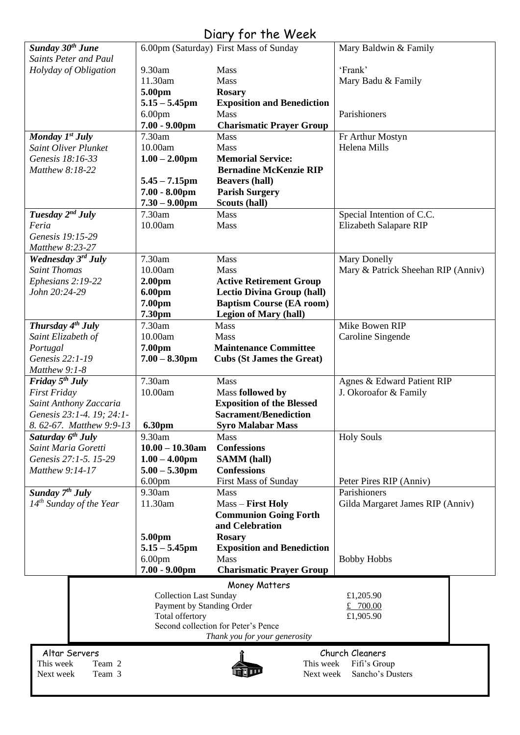# Diary for the Week

| Day | Time | Event | Intention |
|---|---|---|---|
| ***Sunday 30th June*** | 6.00pm (Saturday) | First Mass of Sunday | Mary Baldwin & Family |
| *Saints Peter and Paul* | | | |
| *Holyday of Obligation* | 9.30am | Mass | 'Frank' |
| | 11.30am | Mass | Mary Badu & Family |
| | **5.00pm** | **Rosary** | |
| | **5.15 – 5.45pm** | **Exposition and Benediction** | |
| | 6.00pm | Mass | Parishioners |
| | **7.00 - 9.00pm** | **Charismatic Prayer Group** | |
| ***Monday 1st July*** | 7.30am | Mass | Fr Arthur Mostyn |
| *Saint Oliver Plunket* | 10.00am | Mass | Helena Mills |
| *Genesis 18:16-33* | **1.00 – 2.00pm** | **Memorial Service: Bernadine McKenzie RIP** | |
| *Matthew 8:18-22* | | | |
| | **5.45 – 7.15pm** | **Beavers (hall)** | |
| | **7.00 - 8.00pm** | **Parish Surgery** | |
| | **7.30 – 9.00pm** | **Scouts (hall)** | |
| ***Tuesday 2nd July*** | 7.30am | Mass | Special Intention of C.C. |
| *Feria* | 10.00am | Mass | Elizabeth Salapare RIP |
| *Genesis 19:15-29* | | | |
| *Matthew 8:23-27* | | | |
| ***Wednesday 3rd July*** | 7.30am | Mass | Mary Donelly |
| *Saint Thomas* | 10.00am | Mass | Mary & Patrick Sheehan RIP (Anniv) |
| *Ephesians 2:19-22* | **2.00pm** | **Active Retirement Group** | |
| *John 20:24-29* | **6.00pm** | **Lectio Divina Group (hall)** | |
| | **7.00pm** | **Baptism Course (EA room)** | |
| | **7.30pm** | **Legion of Mary (hall)** | |
| ***Thursday 4th July*** | 7.30am | Mass | Mike Bowen RIP |
| *Saint Elizabeth of Portugal* | 10.00am | Mass | Caroline Singende |
| *Genesis 22:1-19* | **7.00pm** | **Maintenance Committee** | |
| *Matthew 9:1-8* | **7.00 – 8.30pm** | **Cubs (St James the Great)** | |
| ***Friday 5th July*** | 7.30am | Mass | Agnes & Edward Patient RIP |
| *First Friday* | 10.00am | Mass **followed by Exposition of the Blessed Sacrament/Benediction** | J. Okoroafor & Family |
| *Saint Anthony Zaccaria* | | | |
| *Genesis 23:1-4. 19; 24:1-8. 62-67. Matthew 9:9-13* | **6.30pm** | **Syro Malabar Mass** | |
| ***Saturday 6th July*** | 9.30am | Mass | Holy Souls |
| *Saint Maria Goretti* | **10.00 – 10.30am** | **Confessions** | |
| *Genesis 27:1-5. 15-29* | **1.00 – 4.00pm** | **SAMM (hall)** | |
| *Matthew 9:14-17* | **5.00 – 5.30pm** | **Confessions** | |
| | 6.00pm | First Mass of Sunday | Peter Pires RIP (Anniv) |
| ***Sunday 7th July*** | 9.30am | Mass | Parishioners |
| *14th Sunday of the Year* | 11.30am | Mass – **First Holy Communion Going Forth and Celebration** | Gilda Margaret James RIP (Anniv) |
| | **5.00pm** | **Rosary** | |
| | **5.15 – 5.45pm** | **Exposition and Benediction** | |
| | 6.00pm | Mass | Bobby Hobbs |
| | **7.00 - 9.00pm** | **Charismatic Prayer Group** | |

## Money Matters

| | |
|---|---|
| Collection Last Sunday | £1,205.90 |
| Payment by Standing Order | £ 700.00 |
| Total offertory | £1,905.90 |
| Second collection for Peter's Pence | |

*Thank you for your generosity*

## Altar Servers

This week Team 2
Next week Team 3

## Church Cleaners

This week Fifi's Group
Next week Sancho's Dusters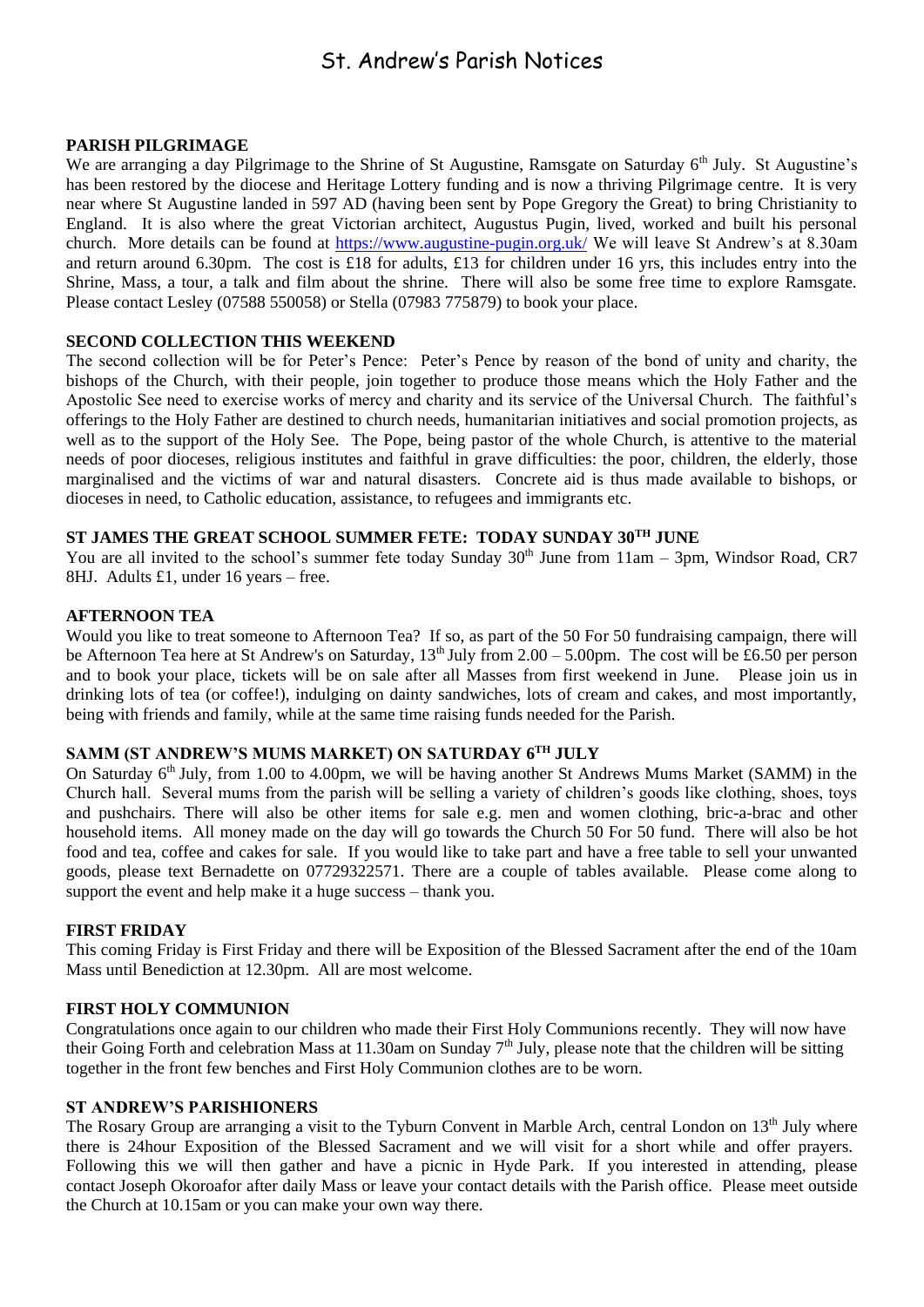# St. Andrew's Parish Notices

## PARISH PILGRIMAGE

We are arranging a day Pilgrimage to the Shrine of St Augustine, Ramsgate on Saturday 6th July. St Augustine's has been restored by the diocese and Heritage Lottery funding and is now a thriving Pilgrimage centre. It is very near where St Augustine landed in 597 AD (having been sent by Pope Gregory the Great) to bring Christianity to England. It is also where the great Victorian architect, Augustus Pugin, lived, worked and built his personal church. More details can be found at https://www.augustine-pugin.org.uk/ We will leave St Andrew's at 8.30am and return around 6.30pm. The cost is £18 for adults, £13 for children under 16 yrs, this includes entry into the Shrine, Mass, a tour, a talk and film about the shrine. There will also be some free time to explore Ramsgate. Please contact Lesley (07588 550058) or Stella (07983 775879) to book your place.

## SECOND COLLECTION THIS WEEKEND

The second collection will be for Peter's Pence: Peter's Pence by reason of the bond of unity and charity, the bishops of the Church, with their people, join together to produce those means which the Holy Father and the Apostolic See need to exercise works of mercy and charity and its service of the Universal Church. The faithful's offerings to the Holy Father are destined to church needs, humanitarian initiatives and social promotion projects, as well as to the support of the Holy See. The Pope, being pastor of the whole Church, is attentive to the material needs of poor dioceses, religious institutes and faithful in grave difficulties: the poor, children, the elderly, those marginalised and the victims of war and natural disasters. Concrete aid is thus made available to bishops, or dioceses in need, to Catholic education, assistance, to refugees and immigrants etc.

## ST JAMES THE GREAT SCHOOL SUMMER FETE: TODAY SUNDAY 30TH JUNE

You are all invited to the school's summer fete today Sunday 30th June from 11am – 3pm, Windsor Road, CR7 8HJ. Adults £1, under 16 years – free.

## AFTERNOON TEA

Would you like to treat someone to Afternoon Tea? If so, as part of the 50 For 50 fundraising campaign, there will be Afternoon Tea here at St Andrew's on Saturday, 13th July from 2.00 – 5.00pm. The cost will be £6.50 per person and to book your place, tickets will be on sale after all Masses from first weekend in June. Please join us in drinking lots of tea (or coffee!), indulging on dainty sandwiches, lots of cream and cakes, and most importantly, being with friends and family, while at the same time raising funds needed for the Parish.

## SAMM (ST ANDREW'S MUMS MARKET) ON SATURDAY 6TH JULY

On Saturday 6th July, from 1.00 to 4.00pm, we will be having another St Andrews Mums Market (SAMM) in the Church hall. Several mums from the parish will be selling a variety of children's goods like clothing, shoes, toys and pushchairs. There will also be other items for sale e.g. men and women clothing, bric-a-brac and other household items. All money made on the day will go towards the Church 50 For 50 fund. There will also be hot food and tea, coffee and cakes for sale. If you would like to take part and have a free table to sell your unwanted goods, please text Bernadette on 07729322571. There are a couple of tables available. Please come along to support the event and help make it a huge success – thank you.

## FIRST FRIDAY

This coming Friday is First Friday and there will be Exposition of the Blessed Sacrament after the end of the 10am Mass until Benediction at 12.30pm. All are most welcome.

## FIRST HOLY COMMUNION

Congratulations once again to our children who made their First Holy Communions recently. They will now have their Going Forth and celebration Mass at 11.30am on Sunday 7th July, please note that the children will be sitting together in the front few benches and First Holy Communion clothes are to be worn.

## ST ANDREW'S PARISHIONERS

The Rosary Group are arranging a visit to the Tyburn Convent in Marble Arch, central London on 13th July where there is 24hour Exposition of the Blessed Sacrament and we will visit for a short while and offer prayers. Following this we will then gather and have a picnic in Hyde Park. If you interested in attending, please contact Joseph Okoroafor after daily Mass or leave your contact details with the Parish office. Please meet outside the Church at 10.15am or you can make your own way there.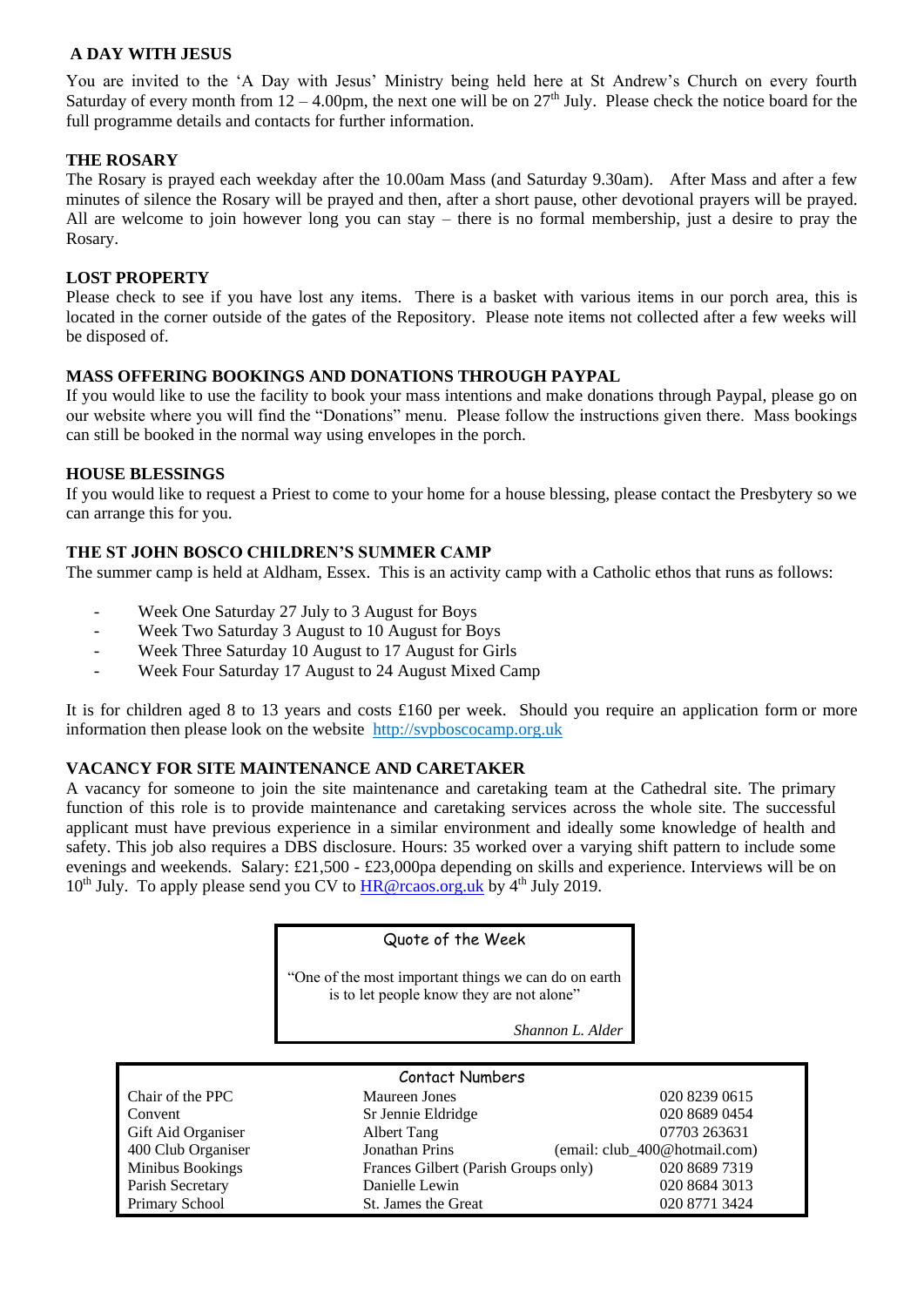## A DAY WITH JESUS

You are invited to the 'A Day with Jesus' Ministry being held here at St Andrew's Church on every fourth Saturday of every month from 12 – 4.00pm, the next one will be on 27th July. Please check the notice board for the full programme details and contacts for further information.

## THE ROSARY

The Rosary is prayed each weekday after the 10.00am Mass (and Saturday 9.30am). After Mass and after a few minutes of silence the Rosary will be prayed and then, after a short pause, other devotional prayers will be prayed. All are welcome to join however long you can stay – there is no formal membership, just a desire to pray the Rosary.

## LOST PROPERTY

Please check to see if you have lost any items. There is a basket with various items in our porch area, this is located in the corner outside of the gates of the Repository. Please note items not collected after a few weeks will be disposed of.

## MASS OFFERING BOOKINGS AND DONATIONS THROUGH PAYPAL

If you would like to use the facility to book your mass intentions and make donations through Paypal, please go on our website where you will find the "Donations" menu. Please follow the instructions given there. Mass bookings can still be booked in the normal way using envelopes in the porch.

## HOUSE BLESSINGS

If you would like to request a Priest to come to your home for a house blessing, please contact the Presbytery so we can arrange this for you.

## THE ST JOHN BOSCO CHILDREN'S SUMMER CAMP

The summer camp is held at Aldham, Essex. This is an activity camp with a Catholic ethos that runs as follows:

- Week One Saturday 27 July to 3 August for Boys
- Week Two Saturday 3 August to 10 August for Boys
- Week Three Saturday 10 August to 17 August for Girls
- Week Four Saturday 17 August to 24 August Mixed Camp

It is for children aged 8 to 13 years and costs £160 per week. Should you require an application form or more information then please look on the website http://svpboscocamp.org.uk

## VACANCY FOR SITE MAINTENANCE AND CARETAKER

A vacancy for someone to join the site maintenance and caretaking team at the Cathedral site. The primary function of this role is to provide maintenance and caretaking services across the whole site. The successful applicant must have previous experience in a similar environment and ideally some knowledge of health and safety. This job also requires a DBS disclosure. Hours: 35 worked over a varying shift pattern to include some evenings and weekends. Salary: £21,500 - £23,000pa depending on skills and experience. Interviews will be on 10th July. To apply please send you CV to HR@rcaos.org.uk by 4th July 2019.

### Quote of the Week

"One of the most important things we can do on earth is to let people know they are not alone"

*Shannon L. Alder*

### Contact Numbers

| | | |
|---|---|---|
| Chair of the PPC | Maureen Jones | 020 8239 0615 |
| Convent | Sr Jennie Eldridge | 020 8689 0454 |
| Gift Aid Organiser | Albert Tang | 07703 263631 |
| 400 Club Organiser | Jonathan Prins | (email: club_400@hotmail.com) |
| Minibus Bookings | Frances Gilbert (Parish Groups only) | 020 8689 7319 |
| Parish Secretary | Danielle Lewin | 020 8684 3013 |
| Primary School | St. James the Great | 020 8771 3424 |